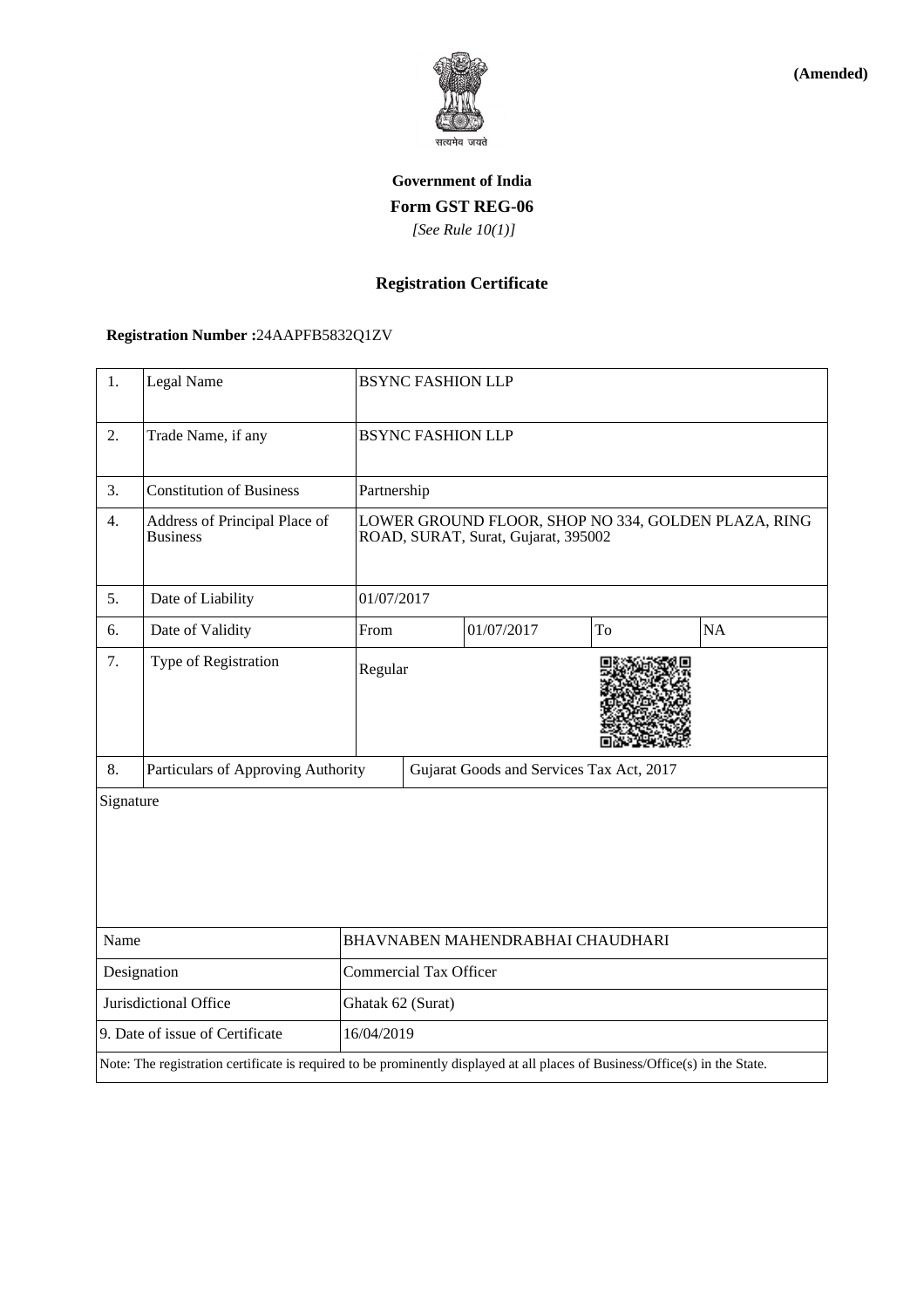**(Amended)**

सत्यमेव जयते

**Government of India**

**Form GST REG-06**

*[See Rule 10(1)]*

**Registration Certificate**

**Registration Number :**24AAPFB5832Q1ZV

| 1. | Legal Name | BSYNC FASHION LLP | | | |
|---|---|---|---|---|---|
| 2. | Trade Name, if any | BSYNC FASHION LLP | | | |
| 3. | Constitution of Business | Partnership | | | |
| 4. | Address of Principal Place of Business | LOWER GROUND FLOOR, SHOP NO 334, GOLDEN PLAZA, RING ROAD, SURAT, Surat, Gujarat, 395002 | | | |
| 5. | Date of Liability | 01/07/2017 | | | |
| 6. | Date of Validity | From | 01/07/2017 | To | NA |
| 7. | Type of Registration | Regular | | | |
| 8. | Particulars of Approving Authority | Gujarat Goods and Services Tax Act, 2017 | | | |

Signature

| | |
|---|---|
| Name | BHAVNABEN MAHENDRABHAI CHAUDHARI |
| Designation | Commercial Tax Officer |
| Jurisdictional Office | Ghatak 62 (Surat) |
| 9. Date of issue of Certificate | 16/04/2019 |

Note: The registration certificate is required to be prominently displayed at all places of Business/Office(s) in the State.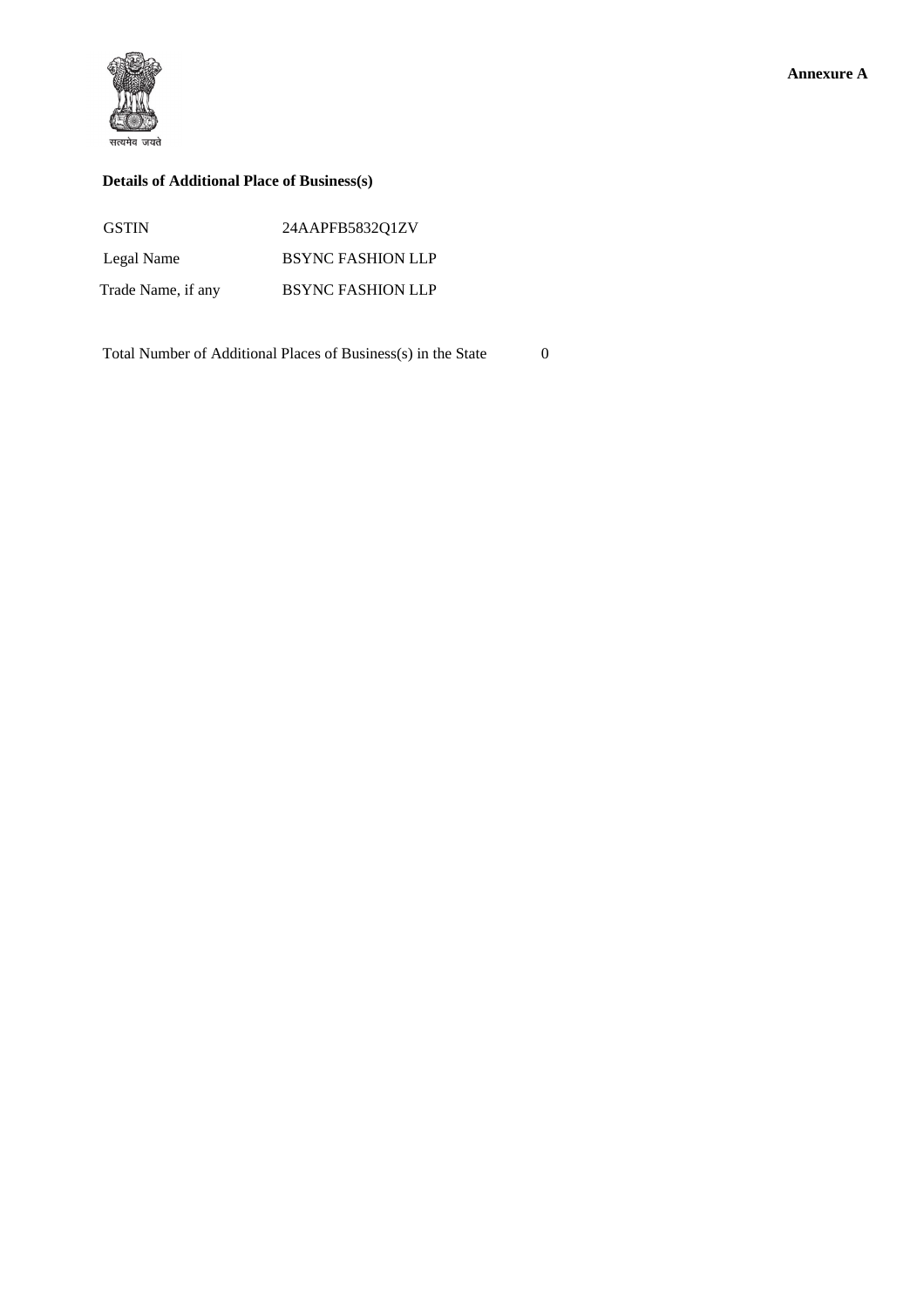**Annexure A**

सत्यमेव जयते

**Details of Additional Place of Business(s)**

| | |
|---|---|
| GSTIN | 24AAPFB5832Q1ZV |
| Legal Name | BSYNC FASHION LLP |
| Trade Name, if any | BSYNC FASHION LLP |

Total Number of Additional Places of Business(s) in the State 0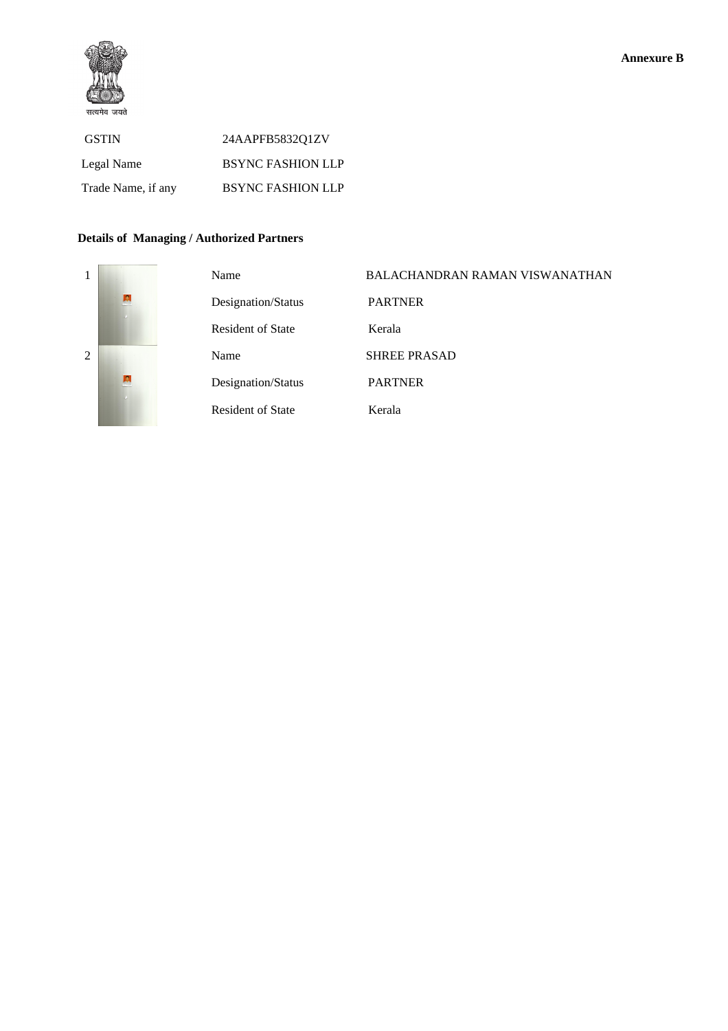Annexure B

सत्यमेव जयते

| | |
|---|---|
| GSTIN | 24AAPFB5832Q1ZV |
| Legal Name | BSYNC FASHION LLP |
| Trade Name, if any | BSYNC FASHION LLP |

**Details of Managing / Authorized Partners**

| | | |
|---|---|---|
| 1 | Name | BALACHANDRAN RAMAN VISWANATHAN |
| | Designation/Status | PARTNER |
| | Resident of State | Kerala |
| 2 | Name | SHREE PRASAD |
| | Designation/Status | PARTNER |
| | Resident of State | Kerala |